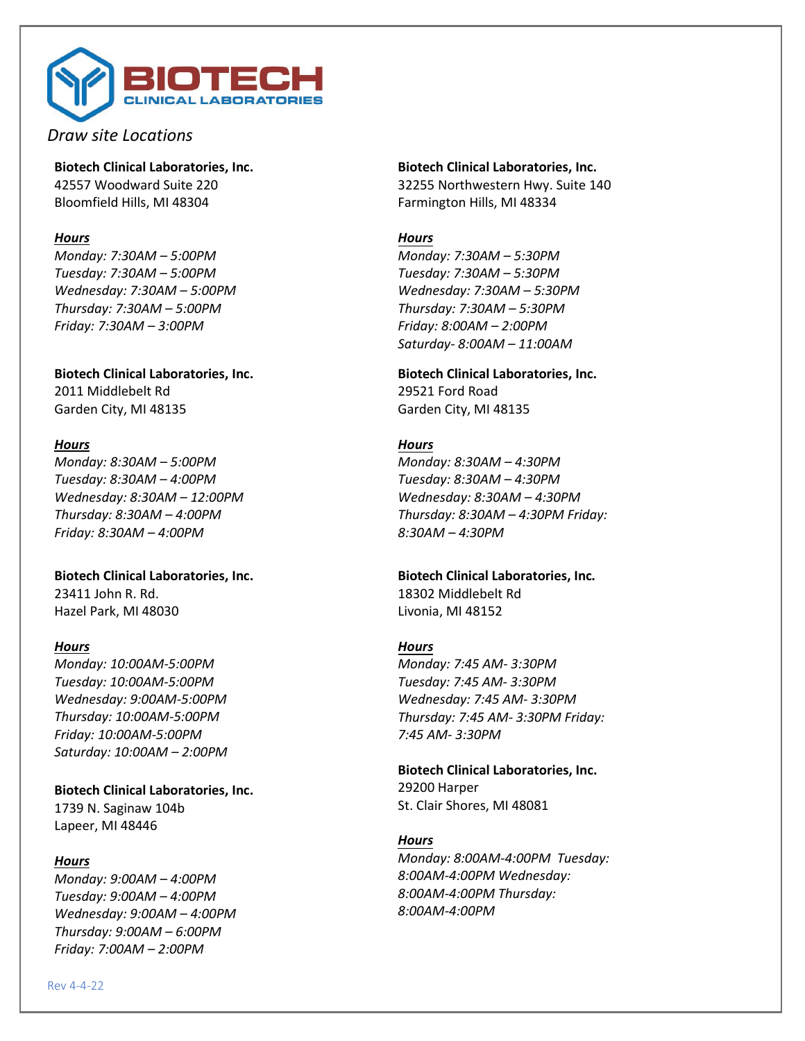# BIOTECH CLINICAL LABORATORIES

*Draw site Locations*

**Biotech Clinical Laboratories, Inc.**
42557 Woodward Suite 220
Bloomfield Hills, MI 48304

***Hours***
*Monday: 7:30AM – 5:00PM*
*Tuesday: 7:30AM – 5:00PM*
*Wednesday: 7:30AM – 5:00PM*
*Thursday: 7:30AM – 5:00PM*
*Friday: 7:30AM – 3:00PM*

**Biotech Clinical Laboratories, Inc.**
2011 Middlebelt Rd
Garden City, MI 48135

***Hours***
*Monday: 8:30AM – 5:00PM*
*Tuesday: 8:30AM – 4:00PM*
*Wednesday: 8:30AM – 12:00PM*
*Thursday: 8:30AM – 4:00PM*
*Friday: 8:30AM – 4:00PM*

**Biotech Clinical Laboratories, Inc.**
23411 John R. Rd.
Hazel Park, MI 48030

***Hours***
*Monday: 10:00AM-5:00PM*
*Tuesday: 10:00AM-5:00PM*
*Wednesday: 9:00AM-5:00PM*
*Thursday: 10:00AM-5:00PM*
*Friday: 10:00AM-5:00PM*
*Saturday: 10:00AM – 2:00PM*

**Biotech Clinical Laboratories, Inc.**
1739 N. Saginaw 104b
Lapeer, MI 48446

***Hours***
*Monday: 9:00AM – 4:00PM*
*Tuesday: 9:00AM – 4:00PM*
*Wednesday: 9:00AM – 4:00PM*
*Thursday: 9:00AM – 6:00PM*
*Friday: 7:00AM – 2:00PM*

**Biotech Clinical Laboratories, Inc.**
32255 Northwestern Hwy. Suite 140
Farmington Hills, MI 48334

***Hours***
*Monday: 7:30AM – 5:30PM*
*Tuesday: 7:30AM – 5:30PM*
*Wednesday: 7:30AM – 5:30PM*
*Thursday: 7:30AM – 5:30PM*
*Friday: 8:00AM – 2:00PM*
*Saturday- 8:00AM – 11:00AM*

**Biotech Clinical Laboratories, Inc.**
29521 Ford Road
Garden City, MI 48135

***Hours***
*Monday: 8:30AM – 4:30PM*
*Tuesday: 8:30AM – 4:30PM*
*Wednesday: 8:30AM – 4:30PM*
*Thursday: 8:30AM – 4:30PM Friday: 8:30AM – 4:30PM*

**Biotech Clinical Laboratories, Inc.**
18302 Middlebelt Rd
Livonia, MI 48152

***Hours***
*Monday: 7:45 AM- 3:30PM*
*Tuesday: 7:45 AM- 3:30PM*
*Wednesday: 7:45 AM- 3:30PM*
*Thursday: 7:45 AM- 3:30PM Friday: 7:45 AM- 3:30PM*

**Biotech Clinical Laboratories, Inc.**
29200 Harper
St. Clair Shores, MI 48081

***Hours***
*Monday: 8:00AM-4:00PM Tuesday: 8:00AM-4:00PM Wednesday: 8:00AM-4:00PM Thursday: 8:00AM-4:00PM*

Rev 4-4-22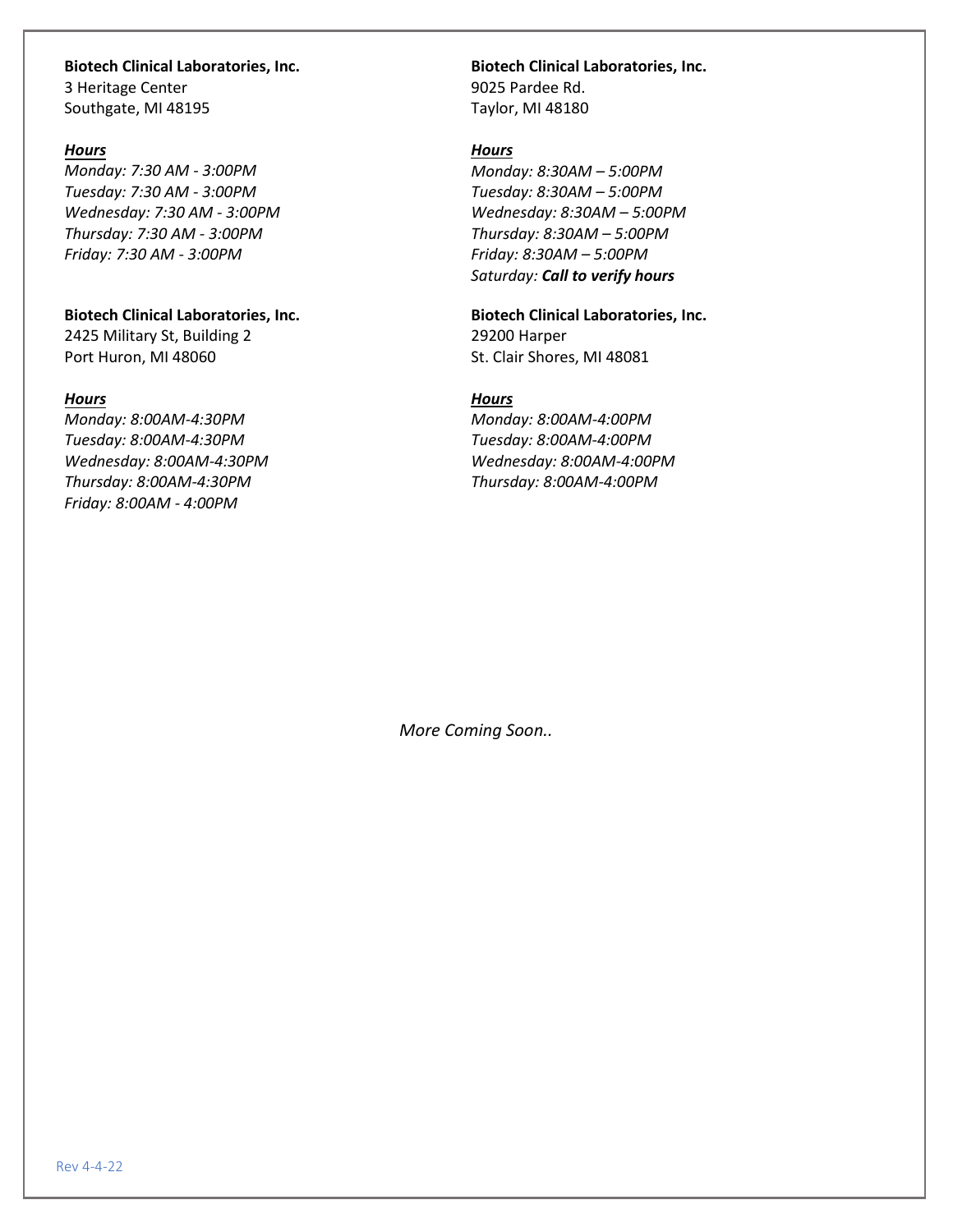**Biotech Clinical Laboratories, Inc.**
3 Heritage Center
Southgate, MI 48195

***Hours***
*Monday: 7:30 AM - 3:00PM*
*Tuesday: 7:30 AM - 3:00PM*
*Wednesday: 7:30 AM - 3:00PM*
*Thursday: 7:30 AM - 3:00PM*
*Friday: 7:30 AM - 3:00PM*

**Biotech Clinical Laboratories, Inc.**
2425 Military St, Building 2
Port Huron, MI 48060

***Hours***
*Monday: 8:00AM-4:30PM*
*Tuesday: 8:00AM-4:30PM*
*Wednesday: 8:00AM-4:30PM*
*Thursday: 8:00AM-4:30PM*
*Friday: 8:00AM - 4:00PM*

**Biotech Clinical Laboratories, Inc.**
9025 Pardee Rd.
Taylor, MI 48180

***Hours***
*Monday: 8:30AM – 5:00PM*
*Tuesday: 8:30AM – 5:00PM*
*Wednesday: 8:30AM – 5:00PM*
*Thursday: 8:30AM – 5:00PM*
*Friday: 8:30AM – 5:00PM*
*Saturday:* ***Call to verify hours***

**Biotech Clinical Laboratories, Inc.**
29200 Harper
St. Clair Shores, MI 48081

***Hours***
*Monday: 8:00AM-4:00PM*
*Tuesday: 8:00AM-4:00PM*
*Wednesday: 8:00AM-4:00PM*
*Thursday: 8:00AM-4:00PM*

*More Coming Soon..*

Rev 4-4-22